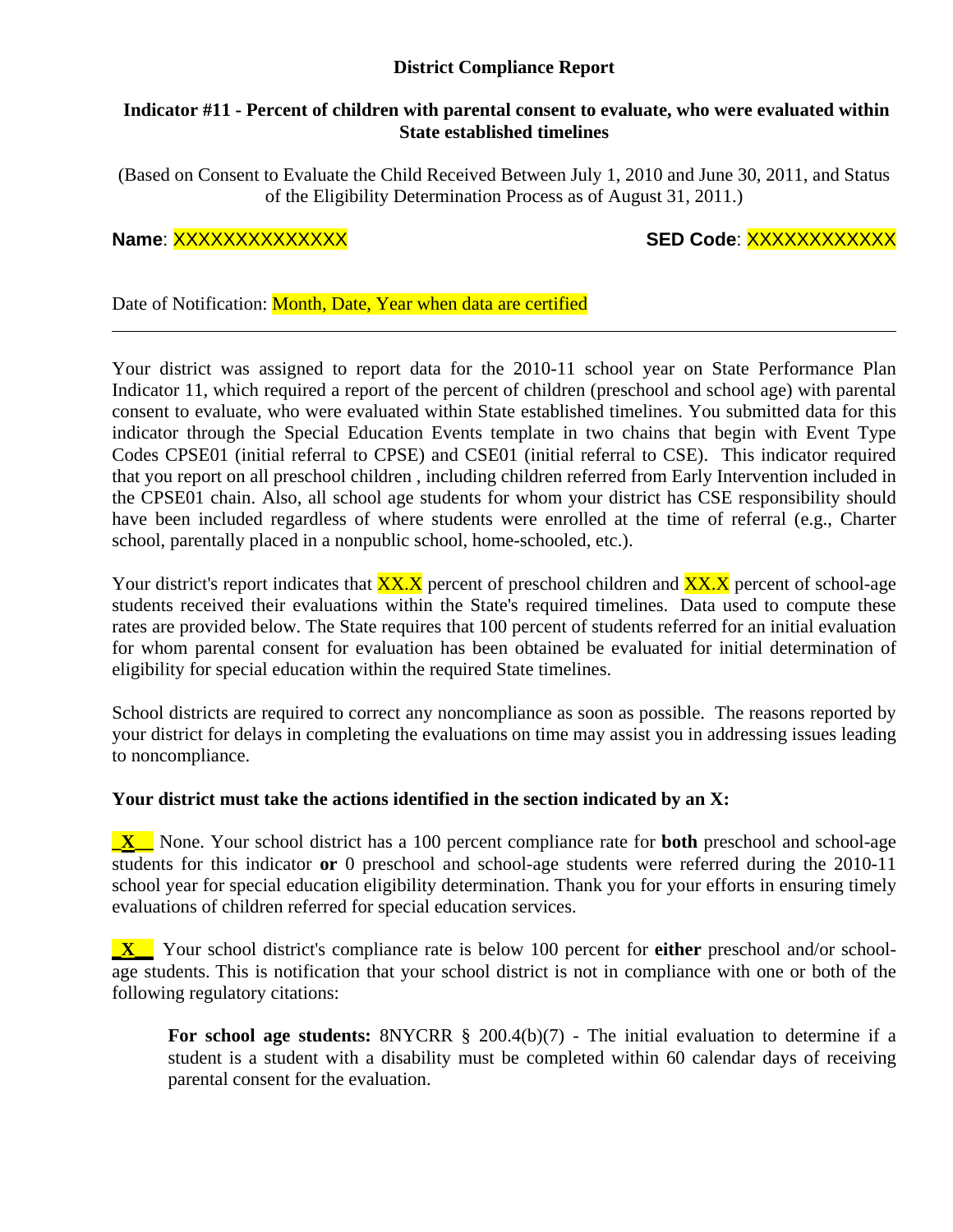**District Compliance Report**

**Indicator #11 - Percent of children with parental consent to evaluate, who were evaluated within State established timelines**

(Based on Consent to Evaluate the Child Received Between July 1, 2010 and June 30, 2011, and Status of the Eligibility Determination Process as of August 31, 2011.)

**Name**: XXXXXXXXXXXXXX **SED Code**: XXXXXXXXXXXX

Date of Notification: Month, Date, Year when data are certified

---

Your district was assigned to report data for the 2010-11 school year on State Performance Plan Indicator 11, which required a report of the percent of children (preschool and school age) with parental consent to evaluate, who were evaluated within State established timelines. You submitted data for this indicator through the Special Education Events template in two chains that begin with Event Type Codes CPSE01 (initial referral to CPSE) and CSE01 (initial referral to CSE). This indicator required that you report on all preschool children , including children referred from Early Intervention included in the CPSE01 chain. Also, all school age students for whom your district has CSE responsibility should have been included regardless of where students were enrolled at the time of referral (e.g., Charter school, parentally placed in a nonpublic school, home-schooled, etc.).

Your district's report indicates that XX.X percent of preschool children and XX.X percent of school-age students received their evaluations within the State's required timelines. Data used to compute these rates are provided below. The State requires that 100 percent of students referred for an initial evaluation for whom parental consent for evaluation has been obtained be evaluated for initial determination of eligibility for special education within the required State timelines.

School districts are required to correct any noncompliance as soon as possible. The reasons reported by your district for delays in completing the evaluations on time may assist you in addressing issues leading to noncompliance.

**Your district must take the actions identified in the section indicated by an X:**

**_X__** None. Your school district has a 100 percent compliance rate for **both** preschool and school-age students for this indicator **or** 0 preschool and school-age students were referred during the 2010-11 school year for special education eligibility determination. Thank you for your efforts in ensuring timely evaluations of children referred for special education services.

**_X__** Your school district's compliance rate is below 100 percent for **either** preschool and/or school-age students. This is notification that your school district is not in compliance with one or both of the following regulatory citations:

> **For school age students:** 8NYCRR § 200.4(b)(7) - The initial evaluation to determine if a student is a student with a disability must be completed within 60 calendar days of receiving parental consent for the evaluation.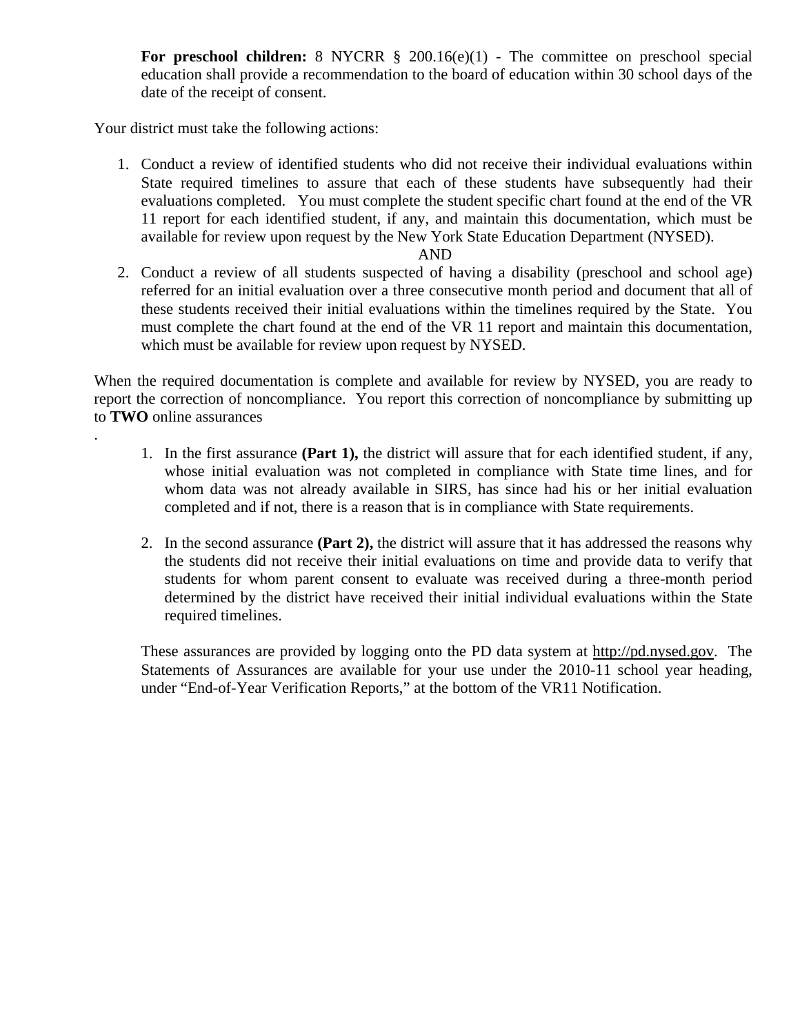**For preschool children:** 8 NYCRR § 200.16(e)(1) - The committee on preschool special education shall provide a recommendation to the board of education within 30 school days of the date of the receipt of consent.

Your district must take the following actions:

1. Conduct a review of identified students who did not receive their individual evaluations within State required timelines to assure that each of these students have subsequently had their evaluations completed. You must complete the student specific chart found at the end of the VR 11 report for each identified student, if any, and maintain this documentation, which must be available for review upon request by the New York State Education Department (NYSED).

   AND

2. Conduct a review of all students suspected of having a disability (preschool and school age) referred for an initial evaluation over a three consecutive month period and document that all of these students received their initial evaluations within the timelines required by the State. You must complete the chart found at the end of the VR 11 report and maintain this documentation, which must be available for review upon request by NYSED.

When the required documentation is complete and available for review by NYSED, you are ready to report the correction of noncompliance. You report this correction of noncompliance by submitting up to **TWO** online assurances

.

1. In the first assurance **(Part 1),** the district will assure that for each identified student, if any, whose initial evaluation was not completed in compliance with State time lines, and for whom data was not already available in SIRS, has since had his or her initial evaluation completed and if not, there is a reason that is in compliance with State requirements.

2. In the second assurance **(Part 2),** the district will assure that it has addressed the reasons why the students did not receive their initial evaluations on time and provide data to verify that students for whom parent consent to evaluate was received during a three-month period determined by the district have received their initial individual evaluations within the State required timelines.

These assurances are provided by logging onto the PD data system at http://pd.nysed.gov. The Statements of Assurances are available for your use under the 2010-11 school year heading, under "End-of-Year Verification Reports," at the bottom of the VR11 Notification.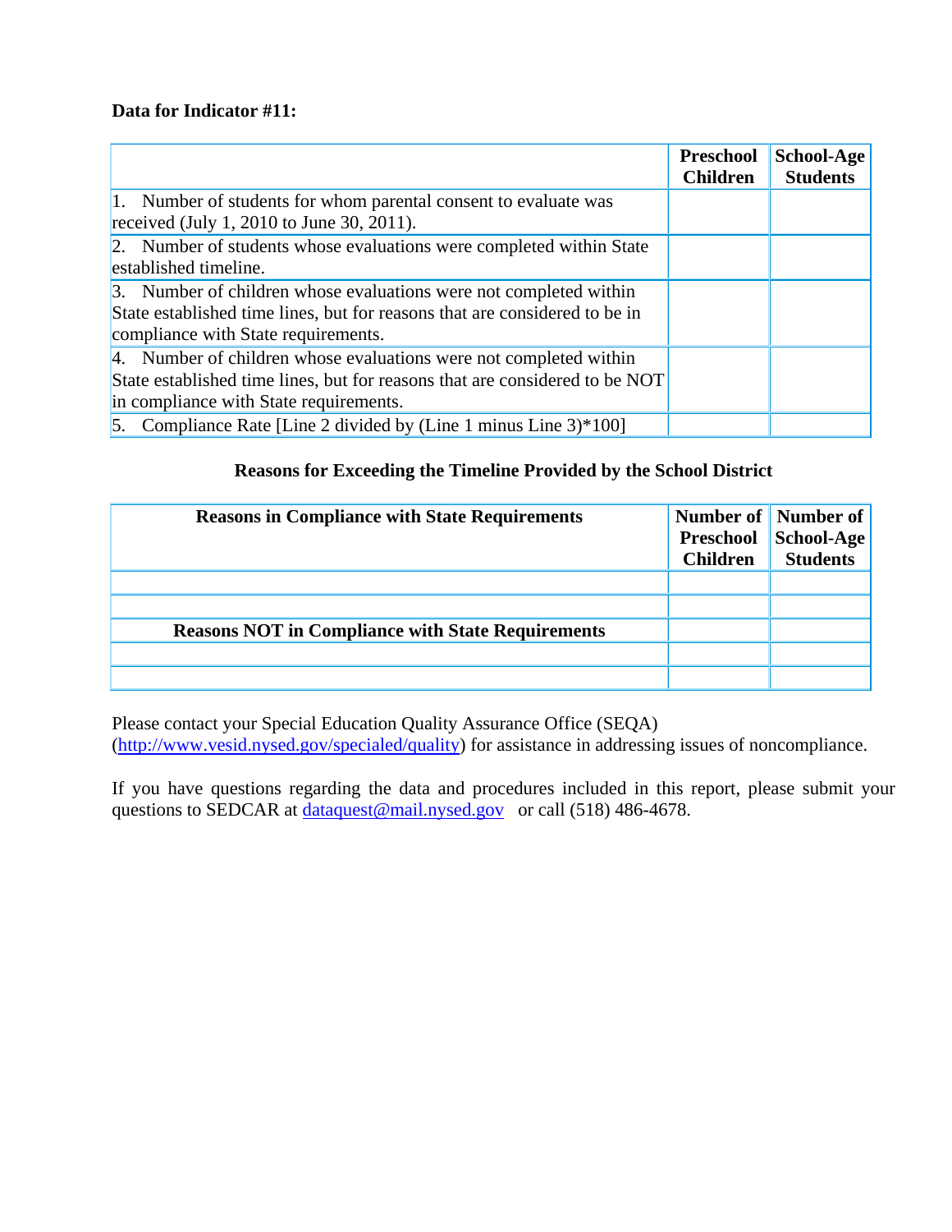**Data for Indicator #11:**

| | Preschool Children | School-Age Students |
|---|---|---|
| 1. Number of students for whom parental consent to evaluate was received (July 1, 2010 to June 30, 2011). | | |
| 2. Number of students whose evaluations were completed within State established timeline. | | |
| 3. Number of children whose evaluations were not completed within State established time lines, but for reasons that are considered to be in compliance with State requirements. | | |
| 4. Number of children whose evaluations were not completed within State established time lines, but for reasons that are considered to be NOT in compliance with State requirements. | | |
| 5. Compliance Rate [Line 2 divided by (Line 1 minus Line 3)*100] | | |

**Reasons for Exceeding the Timeline Provided by the School District**

| Reasons in Compliance with State Requirements | Number of Preschool Children | Number of School-Age Students |
|---|---|---|
| | | |
| | | |
| **Reasons NOT in Compliance with State Requirements** | | |
| | | |
| | | |

Please contact your Special Education Quality Assurance Office (SEQA) (http://www.vesid.nysed.gov/specialed/quality) for assistance in addressing issues of noncompliance.

If you have questions regarding the data and procedures included in this report, please submit your questions to SEDCAR at dataquest@mail.nysed.gov or call (518) 486-4678.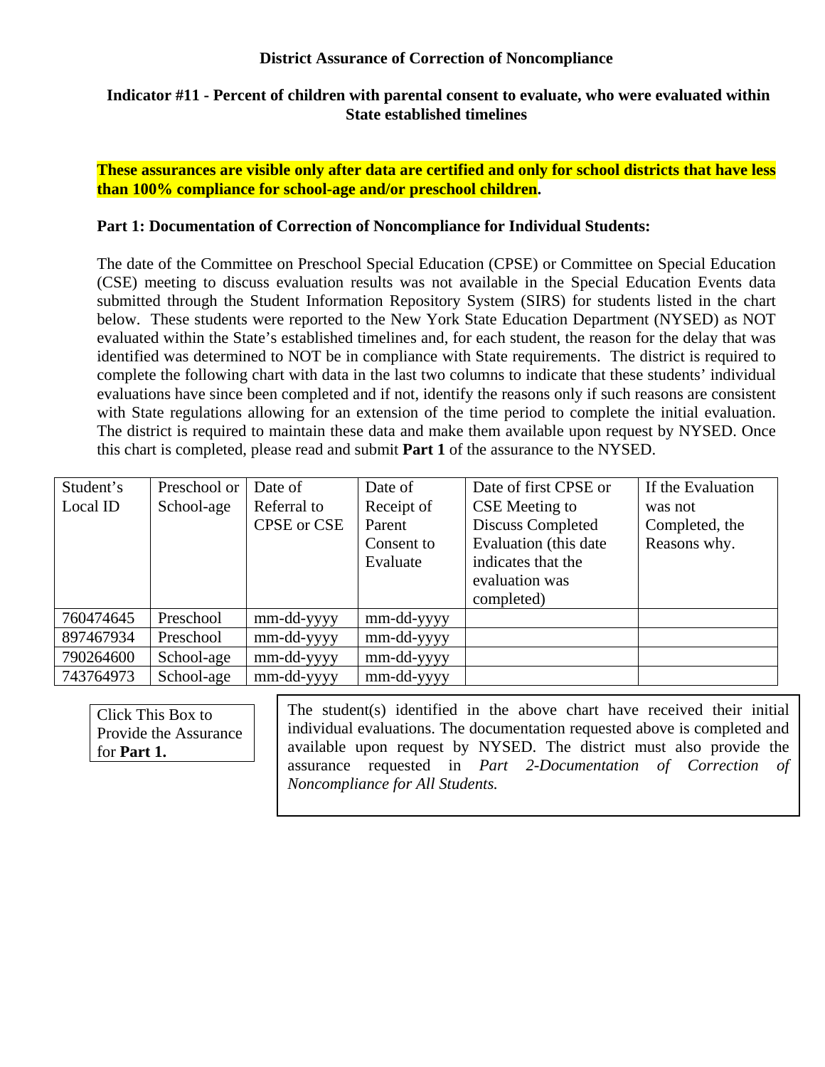**District Assurance of Correction of Noncompliance**

**Indicator #11 - Percent of children with parental consent to evaluate, who were evaluated within State established timelines**

**These assurances are visible only after data are certified and only for school districts that have less than 100% compliance for school-age and/or preschool children.**

**Part 1: Documentation of Correction of Noncompliance for Individual Students:**

The date of the Committee on Preschool Special Education (CPSE) or Committee on Special Education (CSE) meeting to discuss evaluation results was not available in the Special Education Events data submitted through the Student Information Repository System (SIRS) for students listed in the chart below. These students were reported to the New York State Education Department (NYSED) as NOT evaluated within the State's established timelines and, for each student, the reason for the delay that was identified was determined to NOT be in compliance with State requirements. The district is required to complete the following chart with data in the last two columns to indicate that these students' individual evaluations have since been completed and if not, identify the reasons only if such reasons are consistent with State regulations allowing for an extension of the time period to complete the initial evaluation. The district is required to maintain these data and make them available upon request by NYSED. Once this chart is completed, please read and submit **Part 1** of the assurance to the NYSED.

| Student's Local ID | Preschool or School-age | Date of Referral to CPSE or CSE | Date of Receipt of Parent Consent to Evaluate | Date of first CPSE or CSE Meeting to Discuss Completed Evaluation (this date indicates that the evaluation was completed) | If the Evaluation was not Completed, the Reasons why. |
|---|---|---|---|---|---|
| 760474645 | Preschool | mm-dd-yyyy | mm-dd-yyyy | | |
| 897467934 | Preschool | mm-dd-yyyy | mm-dd-yyyy | | |
| 790264600 | School-age | mm-dd-yyyy | mm-dd-yyyy | | |
| 743764973 | School-age | mm-dd-yyyy | mm-dd-yyyy | | |

Click This Box to Provide the Assurance for **Part 1.**

The student(s) identified in the above chart have received their initial individual evaluations. The documentation requested above is completed and available upon request by NYSED. The district must also provide the assurance requested in *Part 2-Documentation of Correction of Noncompliance for All Students.*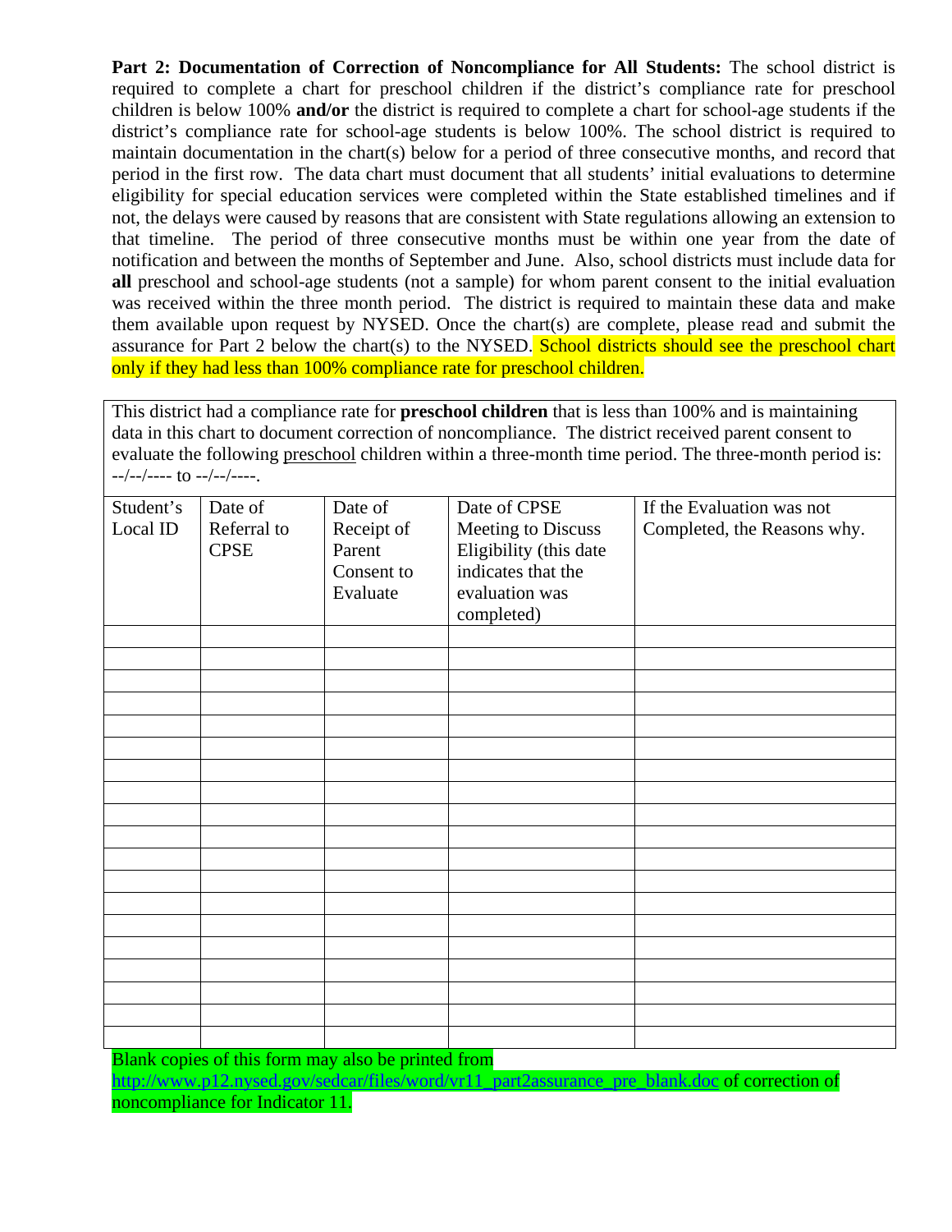**Part 2: Documentation of Correction of Noncompliance for All Students:** The school district is required to complete a chart for preschool children if the district's compliance rate for preschool children is below 100% **and/or** the district is required to complete a chart for school-age students if the district's compliance rate for school-age students is below 100%. The school district is required to maintain documentation in the chart(s) below for a period of three consecutive months, and record that period in the first row. The data chart must document that all students' initial evaluations to determine eligibility for special education services were completed within the State established timelines and if not, the delays were caused by reasons that are consistent with State regulations allowing an extension to that timeline. The period of three consecutive months must be within one year from the date of notification and between the months of September and June. Also, school districts must include data for **all** preschool and school-age students (not a sample) for whom parent consent to the initial evaluation was received within the three month period. The district is required to maintain these data and make them available upon request by NYSED. Once the chart(s) are complete, please read and submit the assurance for Part 2 below the chart(s) to the NYSED. School districts should see the preschool chart only if they had less than 100% compliance rate for preschool children.

This district had a compliance rate for **preschool children** that is less than 100% and is maintaining data in this chart to document correction of noncompliance. The district received parent consent to evaluate the following preschool children within a three-month time period. The three-month period is: --/--/---- to --/--/----.

| Student's Local ID | Date of Referral to CPSE | Date of Receipt of Parent Consent to Evaluate | Date of CPSE Meeting to Discuss Eligibility (this date indicates that the evaluation was completed) | If the Evaluation was not Completed, the Reasons why. |
|---|---|---|---|---|
| | | | | |
| | | | | |
| | | | | |
| | | | | |
| | | | | |
| | | | | |
| | | | | |
| | | | | |
| | | | | |
| | | | | |
| | | | | |
| | | | | |
| | | | | |
| | | | | |
| | | | | |
| | | | | |
| | | | | |
| | | | | |
| | | | | |

Blank copies of this form may also be printed from http://www.p12.nysed.gov/sedcar/files/word/vr11_part2assurance_pre_blank.doc of correction of noncompliance for Indicator 11.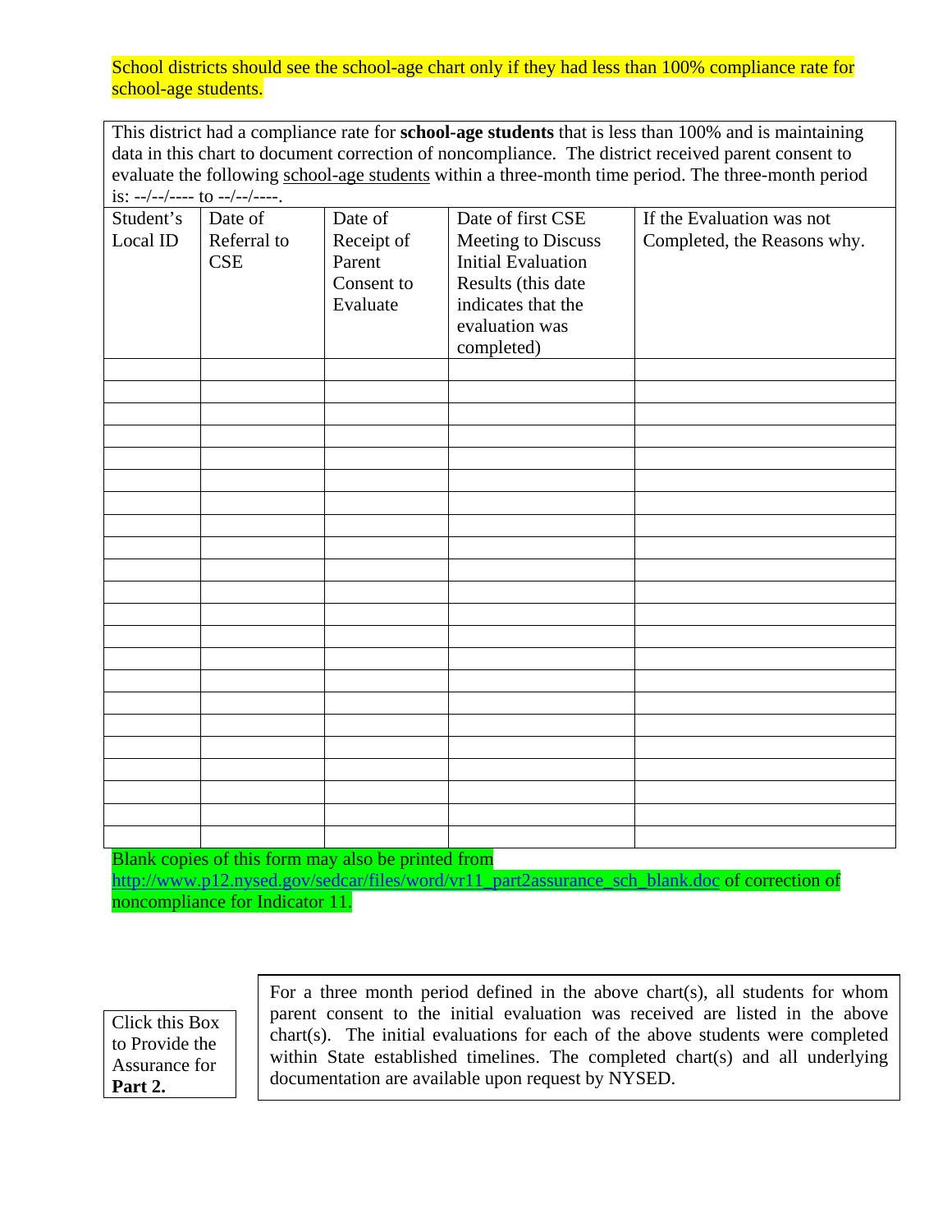School districts should see the school-age chart only if they had less than 100% compliance rate for school-age students.

This district had a compliance rate for **school-age students** that is less than 100% and is maintaining data in this chart to document correction of noncompliance. The district received parent consent to evaluate the following school-age students within a three-month time period. The three-month period is: --/--/---- to --/--/----.

| Student's Local ID | Date of Referral to CSE | Date of Receipt of Parent Consent to Evaluate | Date of first CSE Meeting to Discuss Initial Evaluation Results (this date indicates that the evaluation was completed) | If the Evaluation was not Completed, the Reasons why. |
|---|---|---|---|---|
| | | | | |
| | | | | |
| | | | | |
| | | | | |
| | | | | |
| | | | | |
| | | | | |
| | | | | |
| | | | | |
| | | | | |
| | | | | |
| | | | | |
| | | | | |
| | | | | |
| | | | | |
| | | | | |
| | | | | |
| | | | | |
| | | | | |
| | | | | |
| | | | | |
| | | | | |

Blank copies of this form may also be printed from http://www.p12.nysed.gov/sedcar/files/word/vr11_part2assurance_sch_blank.doc of correction of noncompliance for Indicator 11.

Click this Box to Provide the Assurance for **Part 2.**

For a three month period defined in the above chart(s), all students for whom parent consent to the initial evaluation was received are listed in the above chart(s). The initial evaluations for each of the above students were completed within State established timelines. The completed chart(s) and all underlying documentation are available upon request by NYSED.